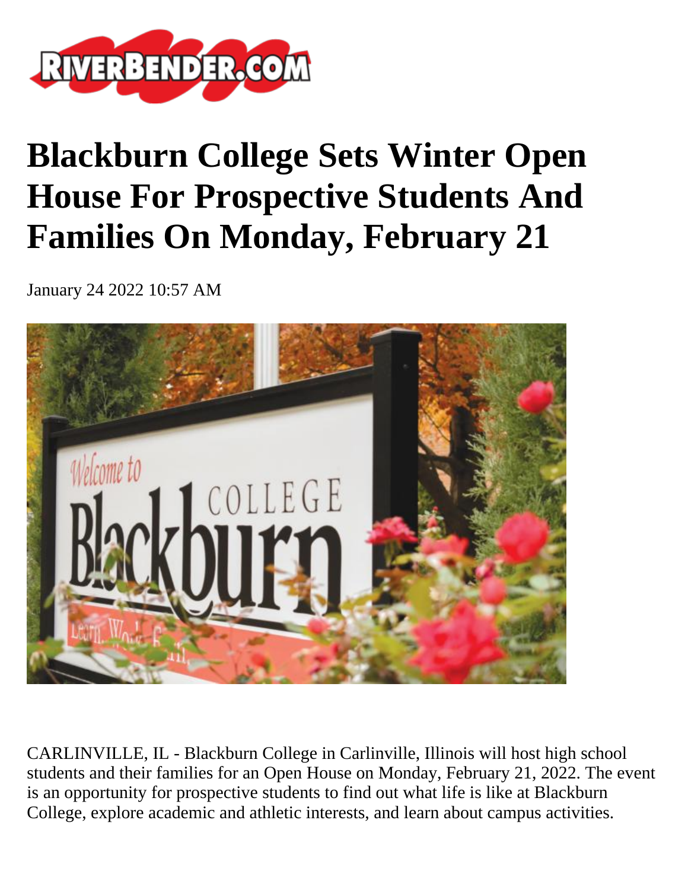# Blackburn College Sets Winter Open House For Prospective Students And Families On Monday, February 21

January 24 2022 10:57 AM

CARLINVILLE, IL - Blackburn College in Carlinville, Illinois will host high school students and their families for an Open House on Monday, February 21, 2022. The event is an opportunity for prospective students to find out what life is like at Blackburn College, explore academic and athletic interests, and learn about campus activities.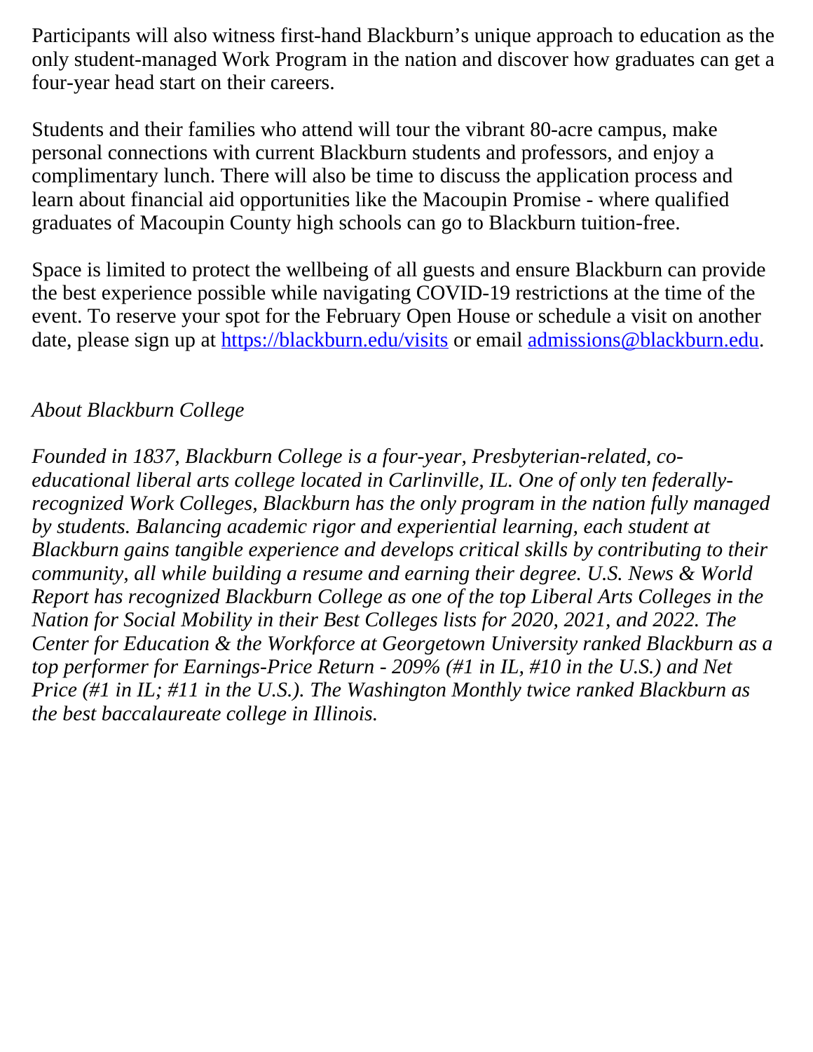Participants will also witness first-hand Blackburn's unique approach to education as the only student-managed Work Program in the nation and discover how graduates can get a four-year head start on their careers.

Students and their families who attend will tour the vibrant 80-acre campus, make personal connections with current Blackburn students and professors, and enjoy a complimentary lunch. There will also be time to discuss the application process and learn about financial aid opportunities like the Macoupin Promise - where qualified graduates of Macoupin County high schools can go to Blackburn tuition-free.

Space is limited to protect the wellbeing of all guests and ensure Blackburn can provide the best experience possible while navigating COVID-19 restrictions at the time of the event. To reserve your spot for the February Open House or schedule a visit on another date, please sign up at [https://blackburn.edu/visits](https://blackburn.edu/visits) or email [admissions@blackburn.edu](mailto:admissions@blackburn.edu).

*About Blackburn College*

*Founded in 1837, Blackburn College is a four-year, Presbyterian-related, co-educational liberal arts college located in Carlinville, IL. One of only ten federally-recognized Work Colleges, Blackburn has the only program in the nation fully managed by students. Balancing academic rigor and experiential learning, each student at Blackburn gains tangible experience and develops critical skills by contributing to their community, all while building a resume and earning their degree. U.S. News & World Report has recognized Blackburn College as one of the top Liberal Arts Colleges in the Nation for Social Mobility in their Best Colleges lists for 2020, 2021, and 2022. The Center for Education & the Workforce at Georgetown University ranked Blackburn as a top performer for Earnings-Price Return - 209% (#1 in IL, #10 in the U.S.) and Net Price (#1 in IL; #11 in the U.S.). The Washington Monthly twice ranked Blackburn as the best baccalaureate college in Illinois.*